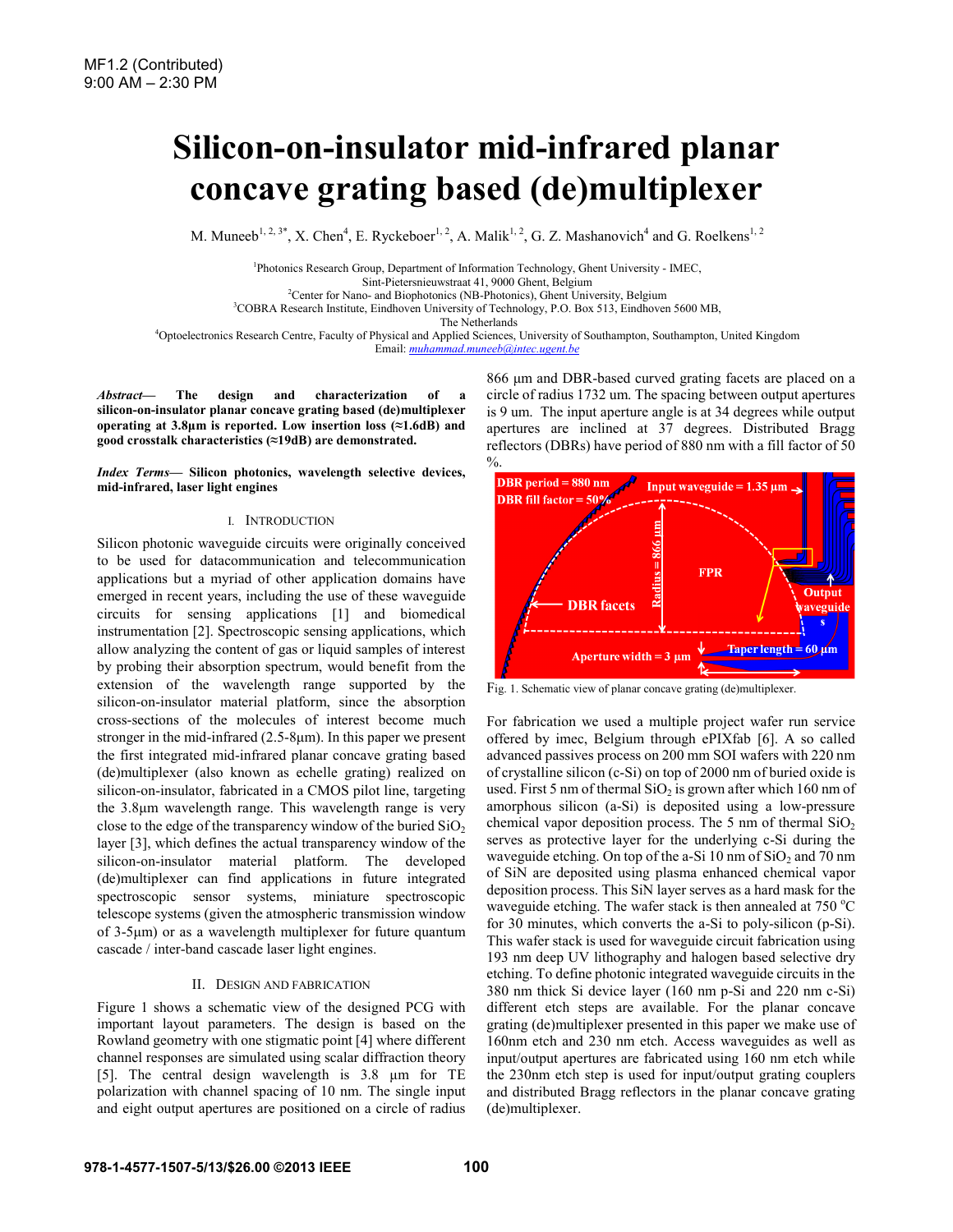MF1.2 (Contributed)
9:00 AM – 2:30 PM

# Silicon-on-insulator mid-infrared planar concave grating based (de)multiplexer

M. Muneeb[1, 2, 3*], X. Chen[4], E. Ryckeboer[1, 2], A. Malik[1, 2], G. Z. Mashanovich[4] and G. Roelkens[1, 2]

[1]Photonics Research Group, Department of Information Technology, Ghent University - IMEC, Sint-Pietersnieuwstraat 41, 9000 Ghent, Belgium
[2]Center for Nano- and Biophotonics (NB-Photonics), Ghent University, Belgium
[3]COBRA Research Institute, Eindhoven University of Technology, P.O. Box 513, Eindhoven 5600 MB, The Netherlands
[4]Optoelectronics Research Centre, Faculty of Physical and Applied Sciences, University of Southampton, Southampton, United Kingdom
Email: muhammad.muneeb@intec.ugent.be

***Abstract*— The design and characterization of a silicon-on-insulator planar concave grating based (de)multiplexer operating at 3.8μm is reported. Low insertion loss (≈1.6dB) and good crosstalk characteristics (≈19dB) are demonstrated.**

***Index Terms*— Silicon photonics, wavelength selective devices, mid-infrared, laser light engines**

## I. Introduction

Silicon photonic waveguide circuits were originally conceived to be used for datacommunication and telecommunication applications but a myriad of other application domains have emerged in recent years, including the use of these waveguide circuits for sensing applications [1] and biomedical instrumentation [2]. Spectroscopic sensing applications, which allow analyzing the content of gas or liquid samples of interest by probing their absorption spectrum, would benefit from the extension of the wavelength range supported by the silicon-on-insulator material platform, since the absorption cross-sections of the molecules of interest become much stronger in the mid-infrared (2.5-8μm). In this paper we present the first integrated mid-infrared planar concave grating based (de)multiplexer (also known as echelle grating) realized on silicon-on-insulator, fabricated in a CMOS pilot line, targeting the 3.8μm wavelength range. This wavelength range is very close to the edge of the transparency window of the buried $SiO_2$ layer [3], which defines the actual transparency window of the silicon-on-insulator material platform. The developed (de)multiplexer can find applications in future integrated spectroscopic sensor systems, miniature spectroscopic telescope systems (given the atmospheric transmission window of 3-5μm) or as a wavelength multiplexer for future quantum cascade / inter-band cascade laser light engines.

## II. Design and Fabrication

Figure 1 shows a schematic view of the designed PCG with important layout parameters. The design is based on the Rowland geometry with one stigmatic point [4] where different channel responses are simulated using scalar diffraction theory [5]. The central design wavelength is 3.8 μm for TE polarization with channel spacing of 10 nm. The single input and eight output apertures are positioned on a circle of radius 866 μm and DBR-based curved grating facets are placed on a circle of radius 1732 um. The spacing between output apertures is 9 um. The input aperture angle is at 34 degrees while output apertures are inclined at 37 degrees. Distributed Bragg reflectors (DBRs) have period of 880 nm with a fill factor of 50 %.

Fig. 1. Schematic view of planar concave grating (de)multiplexer.

For fabrication we used a multiple project wafer run service offered by imec, Belgium through ePIXfab [6]. A so called advanced passives process on 200 mm SOI wafers with 220 nm of crystalline silicon (c-Si) on top of 2000 nm of buried oxide is used. First 5 nm of thermal $SiO_2$ is grown after which 160 nm of amorphous silicon (a-Si) is deposited using a low-pressure chemical vapor deposition process. The 5 nm of thermal $SiO_2$ serves as protective layer for the underlying c-Si during the waveguide etching. On top of the a-Si 10 nm of $SiO_2$ and 70 nm of SiN are deposited using plasma enhanced chemical vapor deposition process. This SiN layer serves as a hard mask for the waveguide etching. The wafer stack is then annealed at 750 °C for 30 minutes, which converts the a-Si to poly-silicon (p-Si). This wafer stack is used for waveguide circuit fabrication using 193 nm deep UV lithography and halogen based selective dry etching. To define photonic integrated waveguide circuits in the 380 nm thick Si device layer (160 nm p-Si and 220 nm c-Si) different etch steps are available. For the planar concave grating (de)multiplexer presented in this paper we make use of 160nm etch and 230 nm etch. Access waveguides as well as input/output apertures are fabricated using 160 nm etch while the 230nm etch step is used for input/output grating couplers and distributed Bragg reflectors in the planar concave grating (de)multiplexer.

978-1-4577-1507-5/13/$26.00 ©2013 IEEE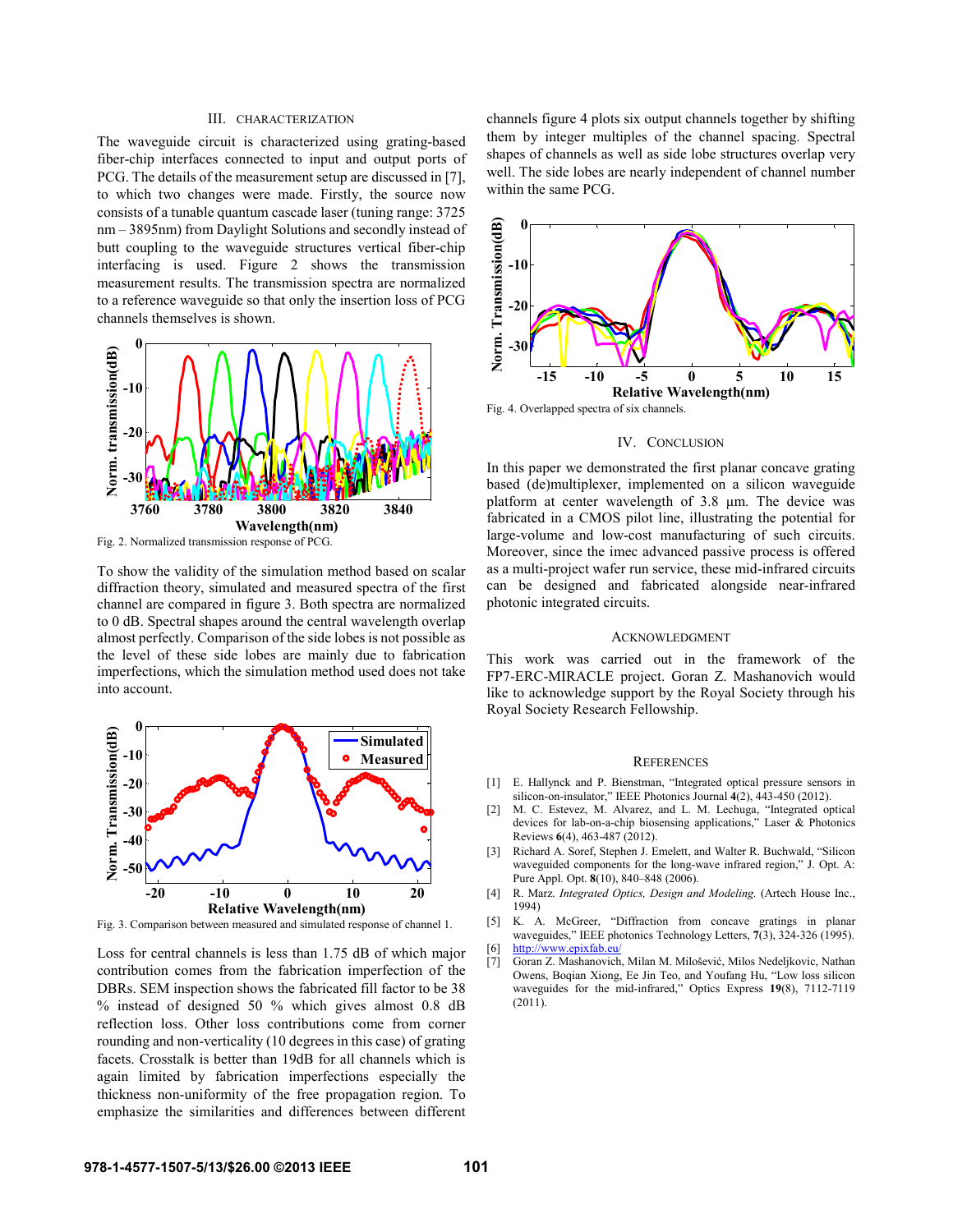## III. CHARACTERIZATION

The waveguide circuit is characterized using grating-based fiber-chip interfaces connected to input and output ports of PCG. The details of the measurement setup are discussed in [7], to which two changes were made. Firstly, the source now consists of a tunable quantum cascade laser (tuning range: 3725 nm – 3895nm) from Daylight Solutions and secondly instead of butt coupling to the waveguide structures vertical fiber-chip interfacing is used. Figure 2 shows the transmission measurement results. The transmission spectra are normalized to a reference waveguide so that only the insertion loss of PCG channels themselves is shown.

Norm. transmission(dB)
0
-10
-20
-30
3760 3780 3800 3820 3840
Wavelength(nm)

Fig. 2. Normalized transmission response of PCG.

To show the validity of the simulation method based on scalar diffraction theory, simulated and measured spectra of the first channel are compared in figure 3. Both spectra are normalized to 0 dB. Spectral shapes around the central wavelength overlap almost perfectly. Comparison of the side lobes is not possible as the level of these side lobes are mainly due to fabrication imperfections, which the simulation method used does not take into account.

Norm. Transmission(dB)
0
-10
-20
-30
-40
-50
-20 -10 0 10 20
Relative Wavelength(nm)
Simulated
Measured

Fig. 3. Comparison between measured and simulated response of channel 1.

Loss for central channels is less than 1.75 dB of which major contribution comes from the fabrication imperfection of the DBRs. SEM inspection shows the fabricated fill factor to be 38 % instead of designed 50 % which gives almost 0.8 dB reflection loss. Other loss contributions come from corner rounding and non-verticality (10 degrees in this case) of grating facets. Crosstalk is better than 19dB for all channels which is again limited by fabrication imperfections especially the thickness non-uniformity of the free propagation region. To emphasize the similarities and differences between different channels figure 4 plots six output channels together by shifting them by integer multiples of the channel spacing. Spectral shapes of channels as well as side lobe structures overlap very well. The side lobes are nearly independent of channel number within the same PCG.

Norm. Transmission(dB)
0
-10
-20
-30
-15 -10 -5 0 5 10 15
Relative Wavelength(nm)

Fig. 4. Overlapped spectra of six channels.

## IV. CONCLUSION

In this paper we demonstrated the first planar concave grating based (de)multiplexer, implemented on a silicon waveguide platform at center wavelength of 3.8 µm. The device was fabricated in a CMOS pilot line, illustrating the potential for large-volume and low-cost manufacturing of such circuits. Moreover, since the imec advanced passive process is offered as a multi-project wafer run service, these mid-infrared circuits can be designed and fabricated alongside near-infrared photonic integrated circuits.

## ACKNOWLEDGMENT

This work was carried out in the framework of the FP7-ERC-MIRACLE project. Goran Z. Mashanovich would like to acknowledge support by the Royal Society through his Royal Society Research Fellowship.

## REFERENCES

[1] E. Hallynck and P. Bienstman, "Integrated optical pressure sensors in silicon-on-insulator," IEEE Photonics Journal **4**(2), 443-450 (2012).

[2] M. C. Estevez, M. Alvarez, and L. M. Lechuga, "Integrated optical devices for lab-on-a-chip biosensing applications," Laser & Photonics Reviews **6**(4), 463-487 (2012).

[3] Richard A. Soref, Stephen J. Emelett, and Walter R. Buchwald, "Silicon waveguided components for the long-wave infrared region," J. Opt. A: Pure Appl. Opt. **8**(10), 840–848 (2006).

[4] R. Marz. *Integrated Optics, Design and Modeling.* (Artech House Inc., 1994)

[5] K. A. McGreer, "Diffraction from concave gratings in planar waveguides," IEEE photonics Technology Letters, **7**(3), 324-326 (1995).

[6] http://www.epixfab.eu/

[7] Goran Z. Mashanovich, Milan M. Milošević, Milos Nedeljkovic, Nathan Owens, Boqian Xiong, Ee Jin Teo, and Youfang Hu, "Low loss silicon waveguides for the mid-infrared," Optics Express **19**(8), 7112-7119 (2011).

978-1-4577-1507-5/13/$26.00 ©2013 IEEE